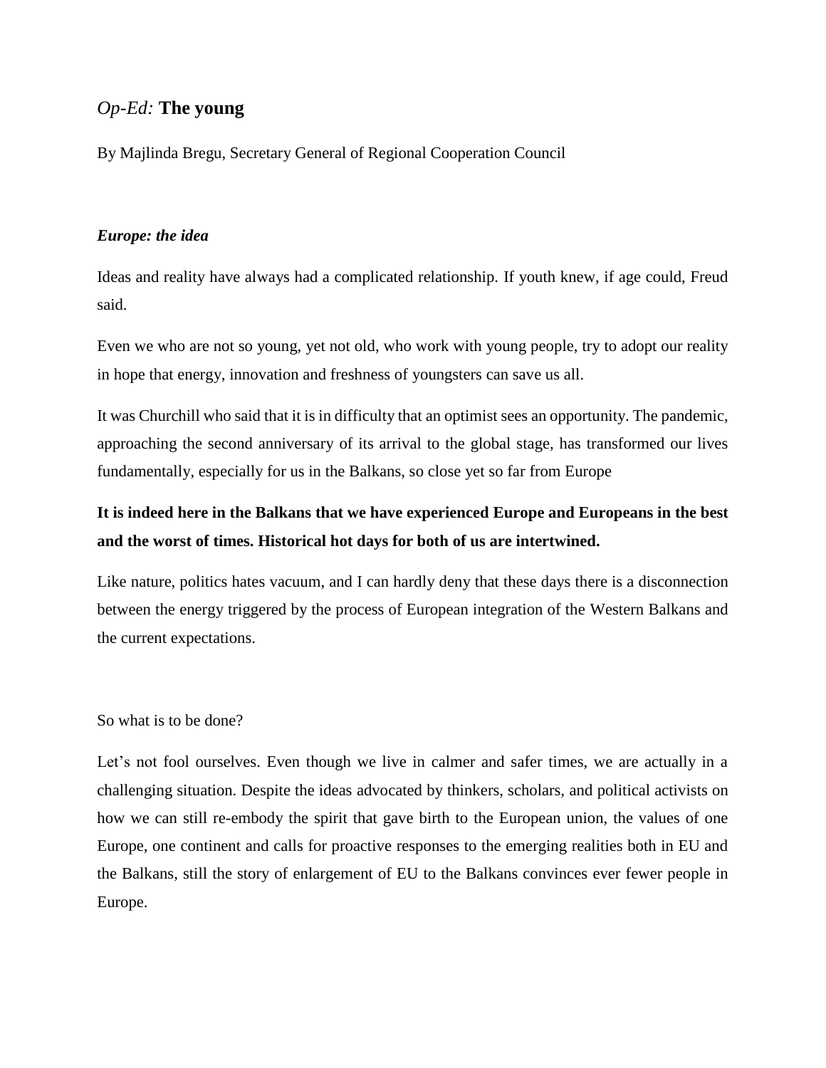# *Op-Ed:* **The young**

By Majlinda Bregu, Secretary General of Regional Cooperation Council

### ***Europe: the idea***

Ideas and reality have always had a complicated relationship. If youth knew, if age could, Freud said.

Even we who are not so young, yet not old, who work with young people, try to adopt our reality in hope that energy, innovation and freshness of youngsters can save us all.

It was Churchill who said that it is in difficulty that an optimist sees an opportunity. The pandemic, approaching the second anniversary of its arrival to the global stage, has transformed our lives fundamentally, especially for us in the Balkans, so close yet so far from Europe

**It is indeed here in the Balkans that we have experienced Europe and Europeans in the best and the worst of times. Historical hot days for both of us are intertwined.**

Like nature, politics hates vacuum, and I can hardly deny that these days there is a disconnection between the energy triggered by the process of European integration of the Western Balkans and the current expectations.

So what is to be done?

Let's not fool ourselves. Even though we live in calmer and safer times, we are actually in a challenging situation. Despite the ideas advocated by thinkers, scholars, and political activists on how we can still re-embody the spirit that gave birth to the European union, the values of one Europe, one continent and calls for proactive responses to the emerging realities both in EU and the Balkans, still the story of enlargement of EU to the Balkans convinces ever fewer people in Europe.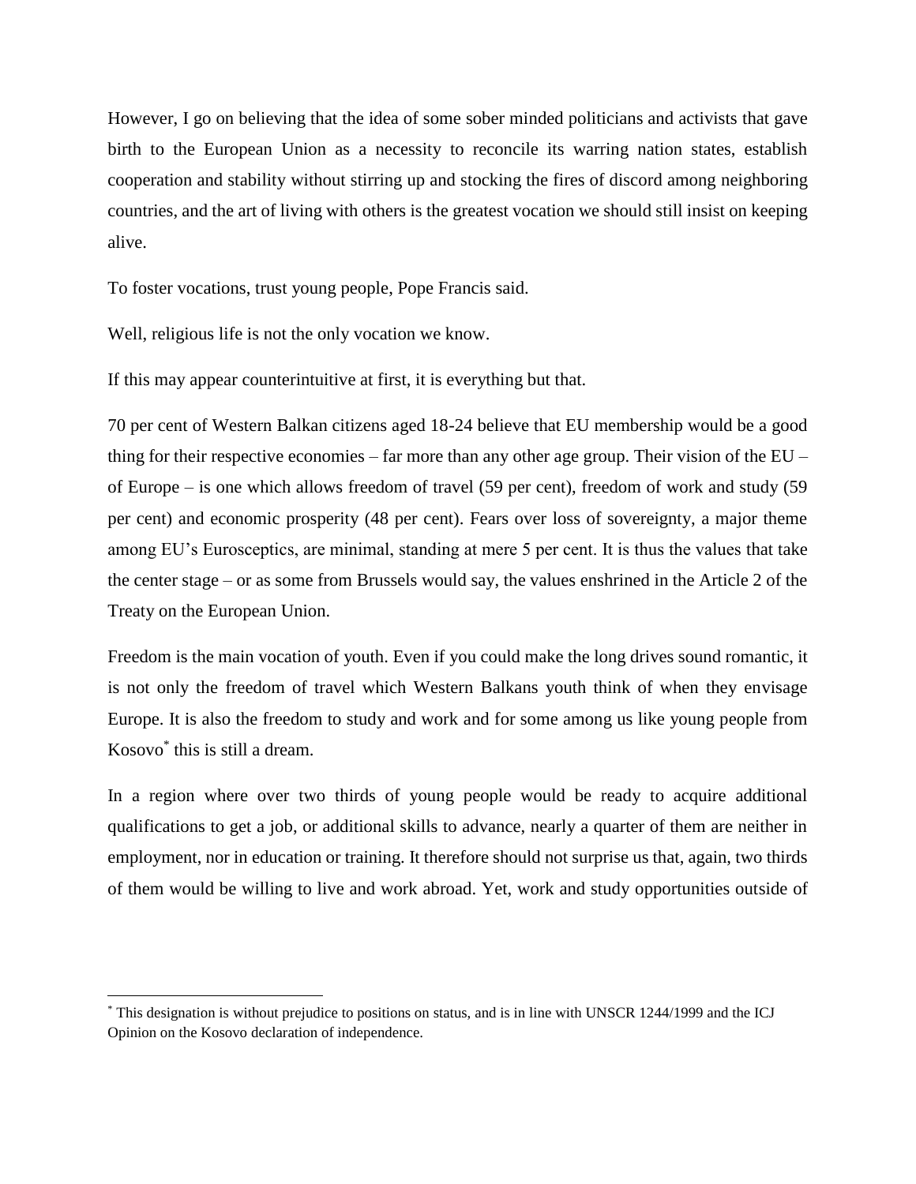However, I go on believing that the idea of some sober minded politicians and activists that gave birth to the European Union as a necessity to reconcile its warring nation states, establish cooperation and stability without stirring up and stocking the fires of discord among neighboring countries, and the art of living with others is the greatest vocation we should still insist on keeping alive.

To foster vocations, trust young people, Pope Francis said.

Well, religious life is not the only vocation we know.

If this may appear counterintuitive at first, it is everything but that.

70 per cent of Western Balkan citizens aged 18-24 believe that EU membership would be a good thing for their respective economies – far more than any other age group. Their vision of the EU – of Europe – is one which allows freedom of travel (59 per cent), freedom of work and study (59 per cent) and economic prosperity (48 per cent). Fears over loss of sovereignty, a major theme among EU's Eurosceptics, are minimal, standing at mere 5 per cent. It is thus the values that take the center stage – or as some from Brussels would say, the values enshrined in the Article 2 of the Treaty on the European Union.

Freedom is the main vocation of youth. Even if you could make the long drives sound romantic, it is not only the freedom of travel which Western Balkans youth think of when they envisage Europe. It is also the freedom to study and work and for some among us like young people from Kosovo[*] this is still a dream.

In a region where over two thirds of young people would be ready to acquire additional qualifications to get a job, or additional skills to advance, nearly a quarter of them are neither in employment, nor in education or training. It therefore should not surprise us that, again, two thirds of them would be willing to live and work abroad. Yet, work and study opportunities outside of

---

[*] This designation is without prejudice to positions on status, and is in line with UNSCR 1244/1999 and the ICJ Opinion on the Kosovo declaration of independence.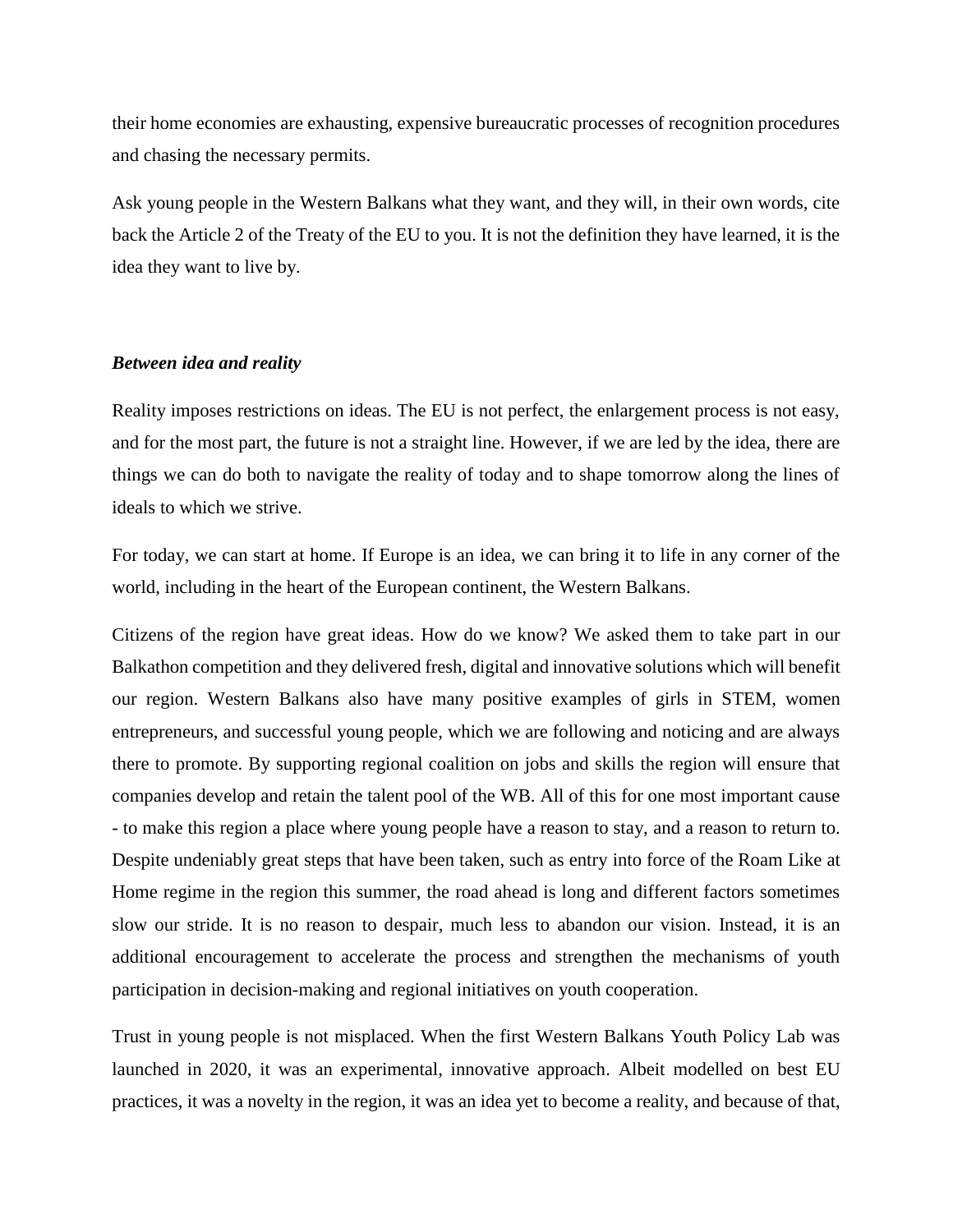their home economies are exhausting, expensive bureaucratic processes of recognition procedures and chasing the necessary permits.

Ask young people in the Western Balkans what they want, and they will, in their own words, cite back the Article 2 of the Treaty of the EU to you. It is not the definition they have learned, it is the idea they want to live by.

***Between idea and reality***

Reality imposes restrictions on ideas. The EU is not perfect, the enlargement process is not easy, and for the most part, the future is not a straight line. However, if we are led by the idea, there are things we can do both to navigate the reality of today and to shape tomorrow along the lines of ideals to which we strive.

For today, we can start at home. If Europe is an idea, we can bring it to life in any corner of the world, including in the heart of the European continent, the Western Balkans.

Citizens of the region have great ideas. How do we know? We asked them to take part in our Balkathon competition and they delivered fresh, digital and innovative solutions which will benefit our region. Western Balkans also have many positive examples of girls in STEM, women entrepreneurs, and successful young people, which we are following and noticing and are always there to promote. By supporting regional coalition on jobs and skills the region will ensure that companies develop and retain the talent pool of the WB. All of this for one most important cause - to make this region a place where young people have a reason to stay, and a reason to return to. Despite undeniably great steps that have been taken, such as entry into force of the Roam Like at Home regime in the region this summer, the road ahead is long and different factors sometimes slow our stride. It is no reason to despair, much less to abandon our vision. Instead, it is an additional encouragement to accelerate the process and strengthen the mechanisms of youth participation in decision-making and regional initiatives on youth cooperation.

Trust in young people is not misplaced. When the first Western Balkans Youth Policy Lab was launched in 2020, it was an experimental, innovative approach. Albeit modelled on best EU practices, it was a novelty in the region, it was an idea yet to become a reality, and because of that,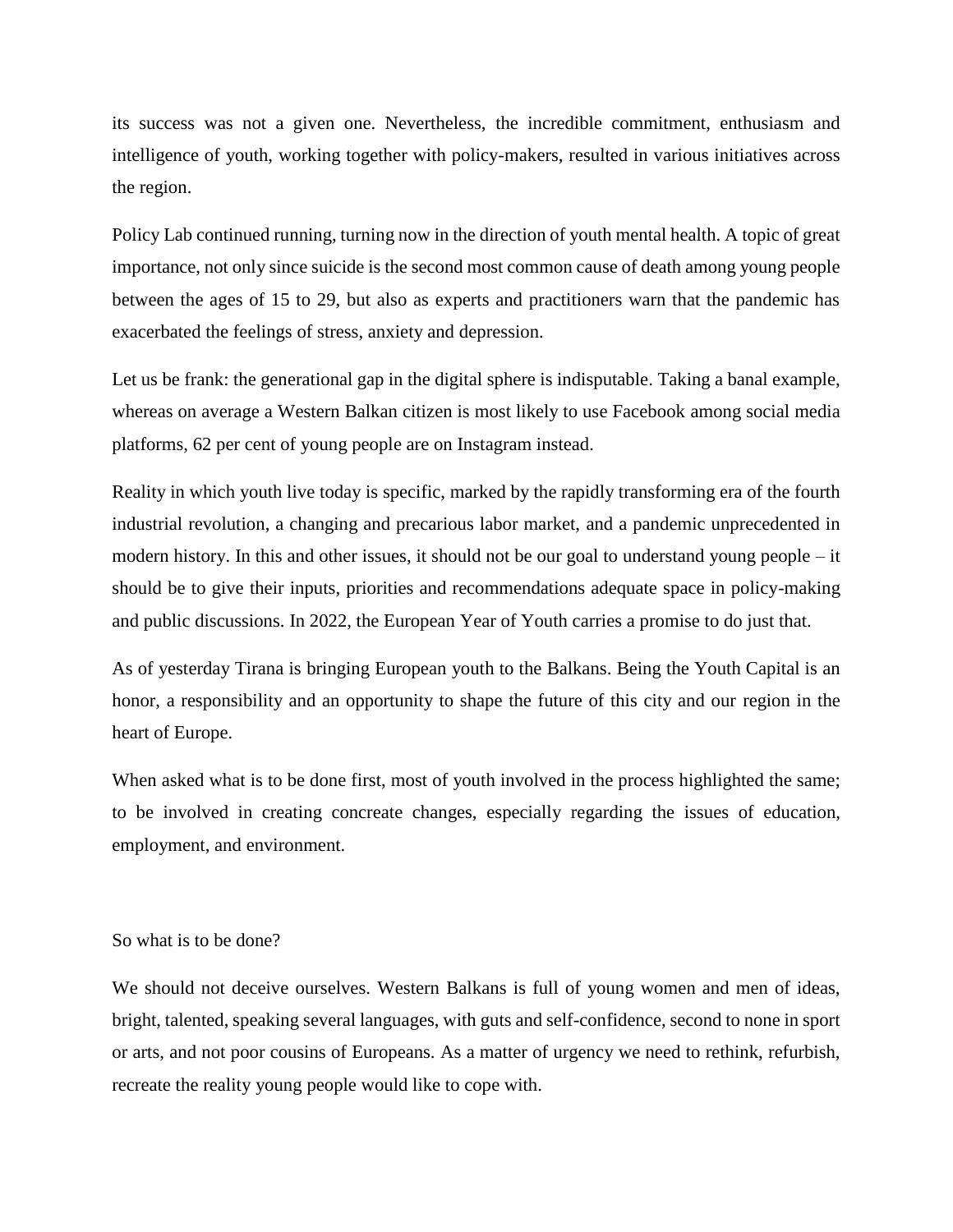its success was not a given one. Nevertheless, the incredible commitment, enthusiasm and intelligence of youth, working together with policy-makers, resulted in various initiatives across the region.

Policy Lab continued running, turning now in the direction of youth mental health. A topic of great importance, not only since suicide is the second most common cause of death among young people between the ages of 15 to 29, but also as experts and practitioners warn that the pandemic has exacerbated the feelings of stress, anxiety and depression.

Let us be frank: the generational gap in the digital sphere is indisputable. Taking a banal example, whereas on average a Western Balkan citizen is most likely to use Facebook among social media platforms, 62 per cent of young people are on Instagram instead.

Reality in which youth live today is specific, marked by the rapidly transforming era of the fourth industrial revolution, a changing and precarious labor market, and a pandemic unprecedented in modern history. In this and other issues, it should not be our goal to understand young people – it should be to give their inputs, priorities and recommendations adequate space in policy-making and public discussions. In 2022, the European Year of Youth carries a promise to do just that.

As of yesterday Tirana is bringing European youth to the Balkans. Being the Youth Capital is an honor, a responsibility and an opportunity to shape the future of this city and our region in the heart of Europe.

When asked what is to be done first, most of youth involved in the process highlighted the same; to be involved in creating concreate changes, especially regarding the issues of education, employment, and environment.

So what is to be done?

We should not deceive ourselves. Western Balkans is full of young women and men of ideas, bright, talented, speaking several languages, with guts and self-confidence, second to none in sport or arts, and not poor cousins of Europeans. As a matter of urgency we need to rethink, refurbish, recreate the reality young people would like to cope with.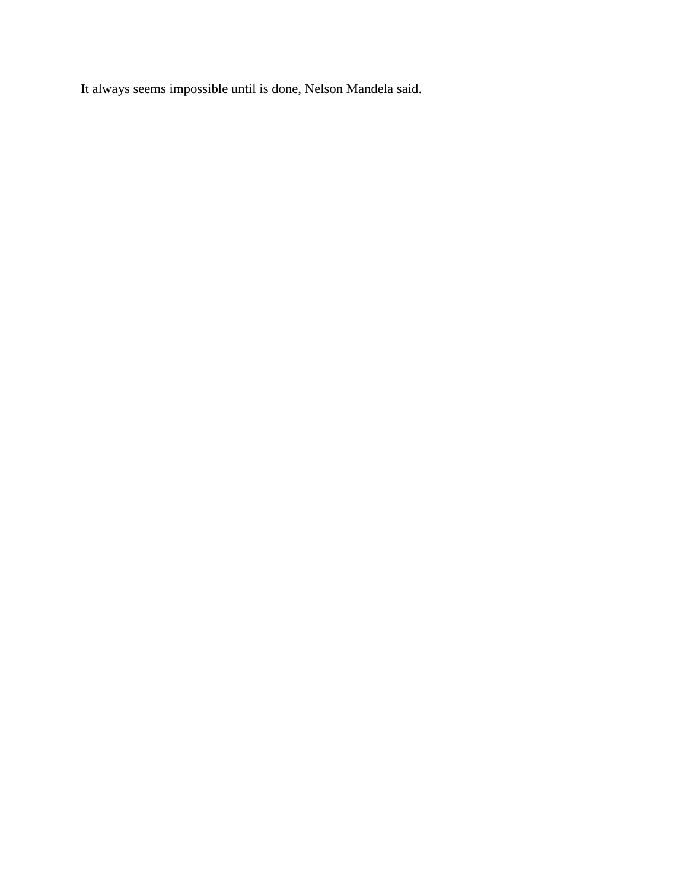It always seems impossible until is done, Nelson Mandela said.